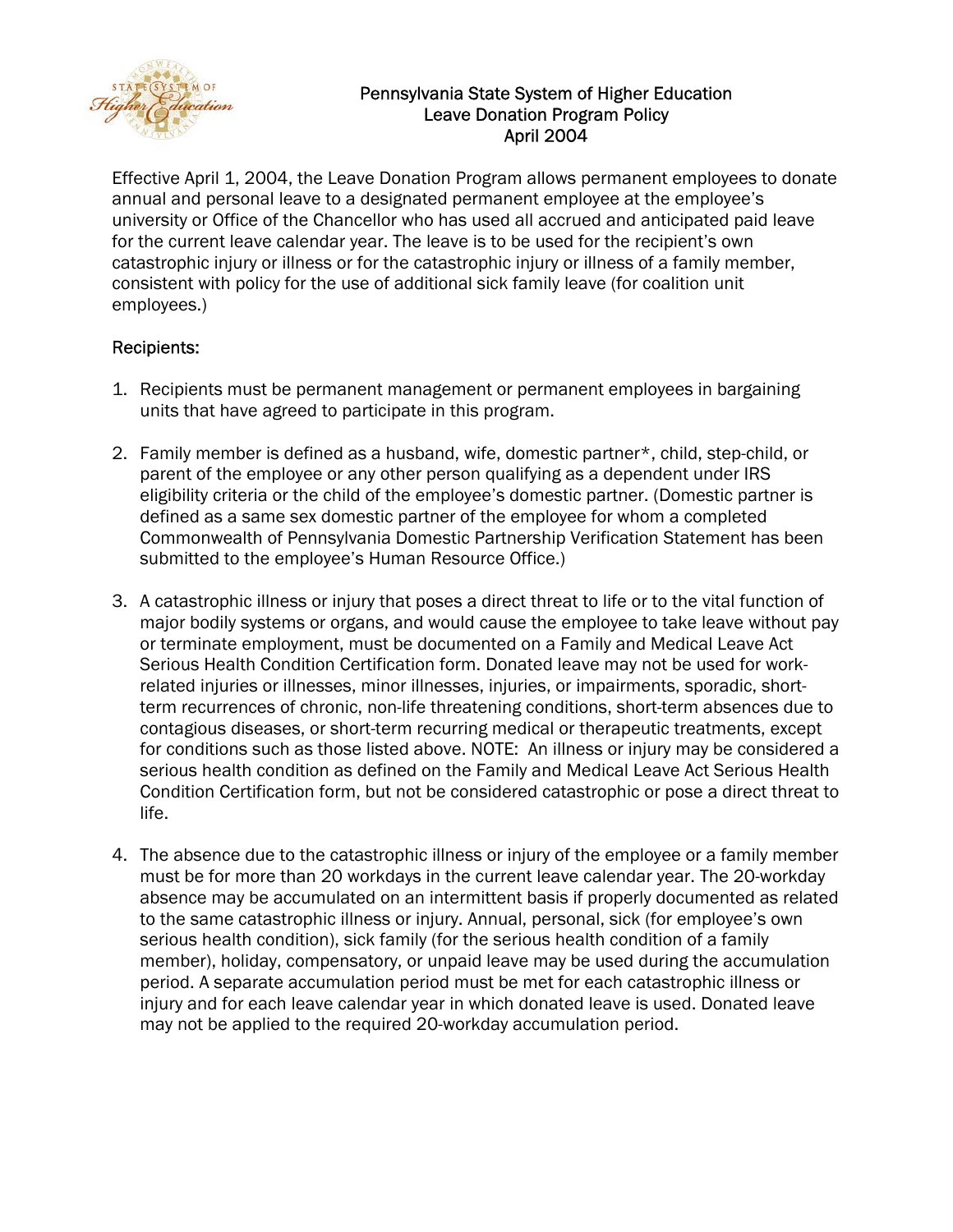# Pennsylvania State System of Higher Education
## Leave Donation Program Policy
## April 2004

Effective April 1, 2004, the Leave Donation Program allows permanent employees to donate annual and personal leave to a designated permanent employee at the employee's university or Office of the Chancellor who has used all accrued and anticipated paid leave for the current leave calendar year. The leave is to be used for the recipient's own catastrophic injury or illness or for the catastrophic injury or illness of a family member, consistent with policy for the use of additional sick family leave (for coalition unit employees.)

Recipients:

1. Recipients must be permanent management or permanent employees in bargaining units that have agreed to participate in this program.

2. Family member is defined as a husband, wife, domestic partner*, child, step-child, or parent of the employee or any other person qualifying as a dependent under IRS eligibility criteria or the child of the employee's domestic partner. (Domestic partner is defined as a same sex domestic partner of the employee for whom a completed Commonwealth of Pennsylvania Domestic Partnership Verification Statement has been submitted to the employee's Human Resource Office.)

3. A catastrophic illness or injury that poses a direct threat to life or to the vital function of major bodily systems or organs, and would cause the employee to take leave without pay or terminate employment, must be documented on a Family and Medical Leave Act Serious Health Condition Certification form. Donated leave may not be used for work-related injuries or illnesses, minor illnesses, injuries, or impairments, sporadic, short-term recurrences of chronic, non-life threatening conditions, short-term absences due to contagious diseases, or short-term recurring medical or therapeutic treatments, except for conditions such as those listed above. NOTE: An illness or injury may be considered a serious health condition as defined on the Family and Medical Leave Act Serious Health Condition Certification form, but not be considered catastrophic or pose a direct threat to life.

4. The absence due to the catastrophic illness or injury of the employee or a family member must be for more than 20 workdays in the current leave calendar year. The 20-workday absence may be accumulated on an intermittent basis if properly documented as related to the same catastrophic illness or injury. Annual, personal, sick (for employee's own serious health condition), sick family (for the serious health condition of a family member), holiday, compensatory, or unpaid leave may be used during the accumulation period. A separate accumulation period must be met for each catastrophic illness or injury and for each leave calendar year in which donated leave is used. Donated leave may not be applied to the required 20-workday accumulation period.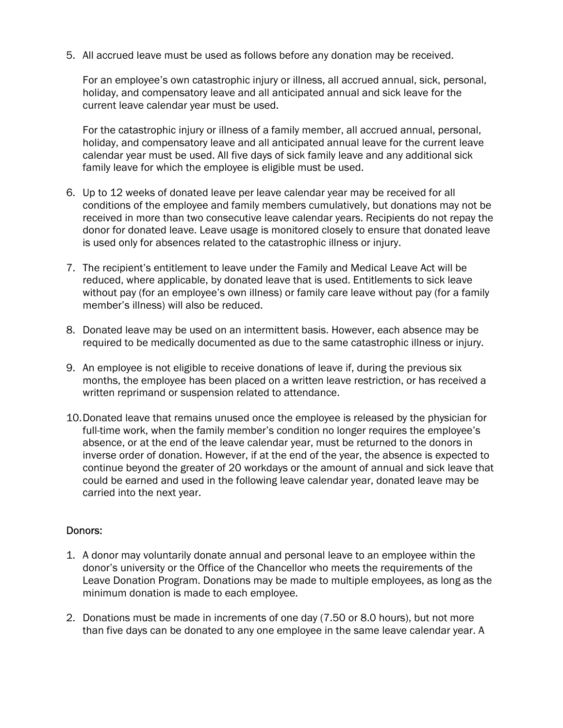5. All accrued leave must be used as follows before any donation may be received.

   For an employee's own catastrophic injury or illness, all accrued annual, sick, personal, holiday, and compensatory leave and all anticipated annual and sick leave for the current leave calendar year must be used.

   For the catastrophic injury or illness of a family member, all accrued annual, personal, holiday, and compensatory leave and all anticipated annual leave for the current leave calendar year must be used. All five days of sick family leave and any additional sick family leave for which the employee is eligible must be used.

6. Up to 12 weeks of donated leave per leave calendar year may be received for all conditions of the employee and family members cumulatively, but donations may not be received in more than two consecutive leave calendar years. Recipients do not repay the donor for donated leave. Leave usage is monitored closely to ensure that donated leave is used only for absences related to the catastrophic illness or injury.

7. The recipient's entitlement to leave under the Family and Medical Leave Act will be reduced, where applicable, by donated leave that is used. Entitlements to sick leave without pay (for an employee's own illness) or family care leave without pay (for a family member's illness) will also be reduced.

8. Donated leave may be used on an intermittent basis. However, each absence may be required to be medically documented as due to the same catastrophic illness or injury.

9. An employee is not eligible to receive donations of leave if, during the previous six months, the employee has been placed on a written leave restriction, or has received a written reprimand or suspension related to attendance.

10. Donated leave that remains unused once the employee is released by the physician for full-time work, when the family member's condition no longer requires the employee's absence, or at the end of the leave calendar year, must be returned to the donors in inverse order of donation. However, if at the end of the year, the absence is expected to continue beyond the greater of 20 workdays or the amount of annual and sick leave that could be earned and used in the following leave calendar year, donated leave may be carried into the next year.

Donors:

1. A donor may voluntarily donate annual and personal leave to an employee within the donor's university or the Office of the Chancellor who meets the requirements of the Leave Donation Program. Donations may be made to multiple employees, as long as the minimum donation is made to each employee.

2. Donations must be made in increments of one day (7.50 or 8.0 hours), but not more than five days can be donated to any one employee in the same leave calendar year. A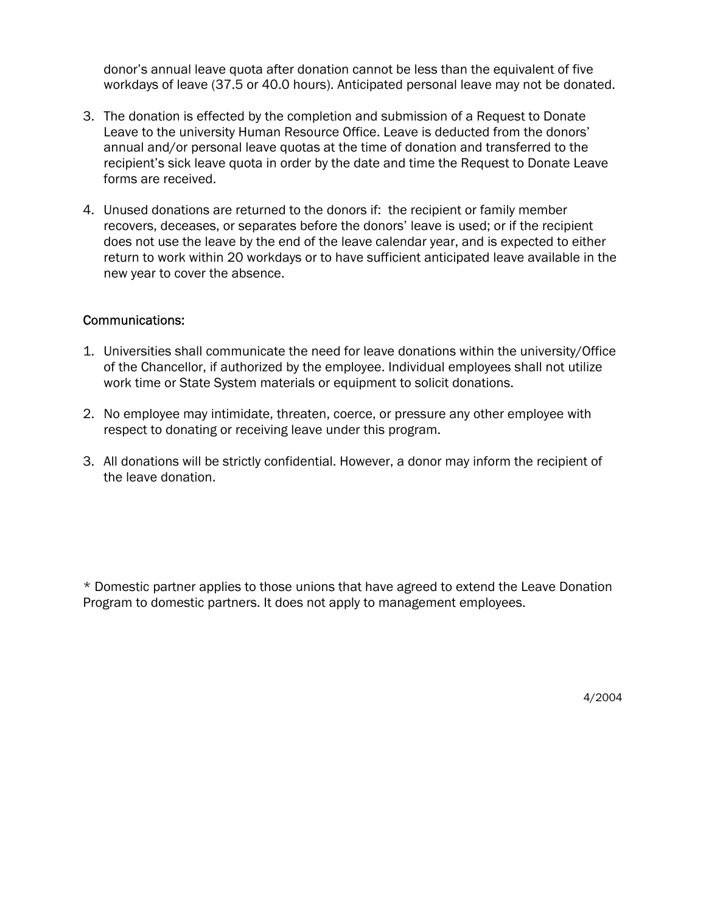donor's annual leave quota after donation cannot be less than the equivalent of five workdays of leave (37.5 or 40.0 hours). Anticipated personal leave may not be donated.

3. The donation is effected by the completion and submission of a Request to Donate Leave to the university Human Resource Office. Leave is deducted from the donors' annual and/or personal leave quotas at the time of donation and transferred to the recipient's sick leave quota in order by the date and time the Request to Donate Leave forms are received.

4. Unused donations are returned to the donors if: the recipient or family member recovers, deceases, or separates before the donors' leave is used; or if the recipient does not use the leave by the end of the leave calendar year, and is expected to either return to work within 20 workdays or to have sufficient anticipated leave available in the new year to cover the absence.

## Communications:

1. Universities shall communicate the need for leave donations within the university/Office of the Chancellor, if authorized by the employee. Individual employees shall not utilize work time or State System materials or equipment to solicit donations.

2. No employee may intimidate, threaten, coerce, or pressure any other employee with respect to donating or receiving leave under this program.

3. All donations will be strictly confidential. However, a donor may inform the recipient of the leave donation.

* Domestic partner applies to those unions that have agreed to extend the Leave Donation Program to domestic partners. It does not apply to management employees.

4/2004